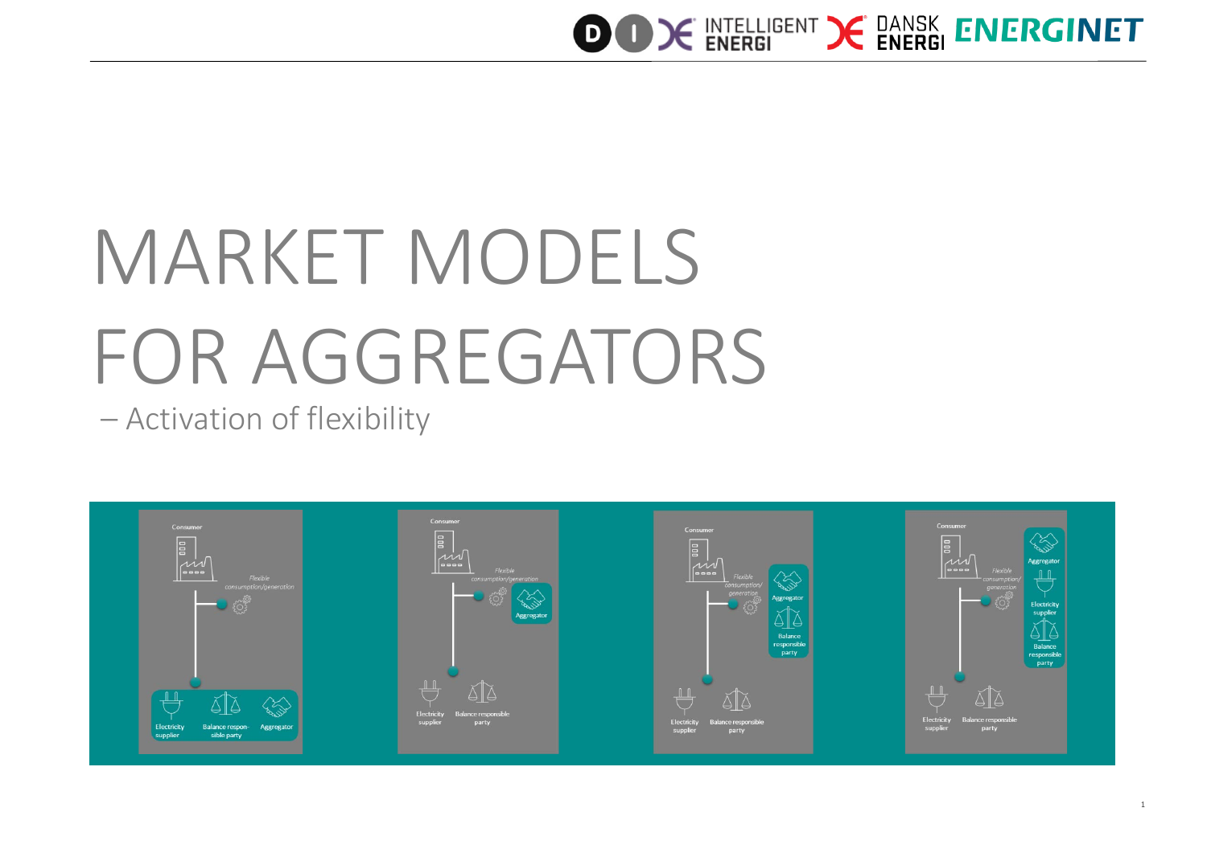# MARKET MODELS FOR AGGREGATORS

– Activation of flexibility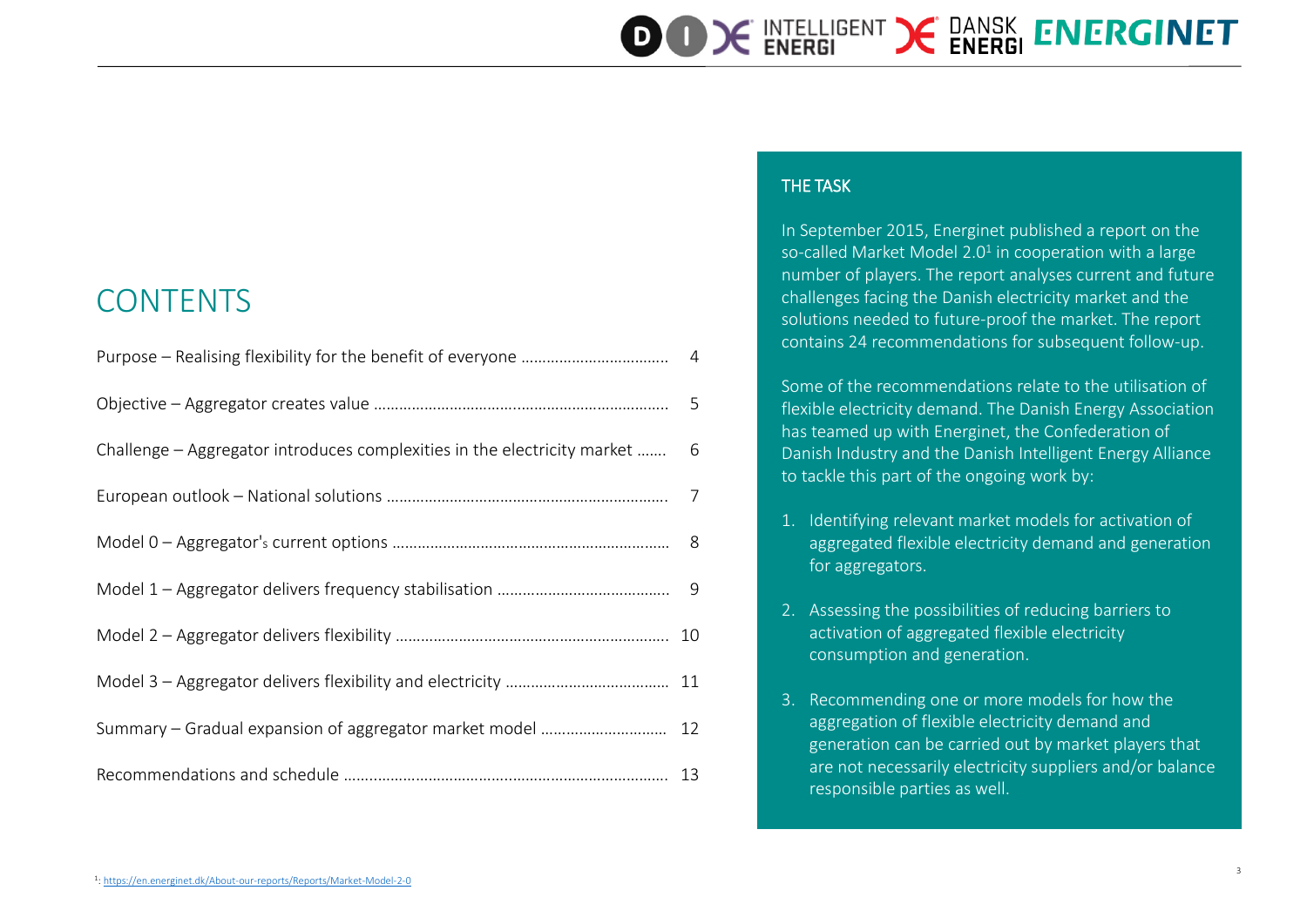# CONTENTS

| | |
|---|---|
| Purpose – Realising flexibility for the benefit of everyone | 4 |
| Objective – Aggregator creates value | 5 |
| Challenge – Aggregator introduces complexities in the electricity market | 6 |
| European outlook – National solutions | 7 |
| Model 0 – Aggregator's current options | 8 |
| Model 1 – Aggregator delivers frequency stabilisation | 9 |
| Model 2 – Aggregator delivers flexibility | 10 |
| Model 3 – Aggregator delivers flexibility and electricity | 11 |
| Summary – Gradual expansion of aggregator market model | 12 |
| Recommendations and schedule | 13 |

## THE TASK

In September 2015, Energinet published a report on the so-called Market Model 2.0[1] in cooperation with a large number of players. The report analyses current and future challenges facing the Danish electricity market and the solutions needed to future-proof the market. The report contains 24 recommendations for subsequent follow-up.

Some of the recommendations relate to the utilisation of flexible electricity demand. The Danish Energy Association has teamed up with Energinet, the Confederation of Danish Industry and the Danish Intelligent Energy Alliance to tackle this part of the ongoing work by:

1. Identifying relevant market models for activation of aggregated flexible electricity demand and generation for aggregators.
2. Assessing the possibilities of reducing barriers to activation of aggregated flexible electricity consumption and generation.
3. Recommending one or more models for how the aggregation of flexible electricity demand and generation can be carried out by market players that are not necessarily electricity suppliers and/or balance responsible parties as well.

[1]: https://en.energinet.dk/About-our-reports/Reports/Market-Model-2-0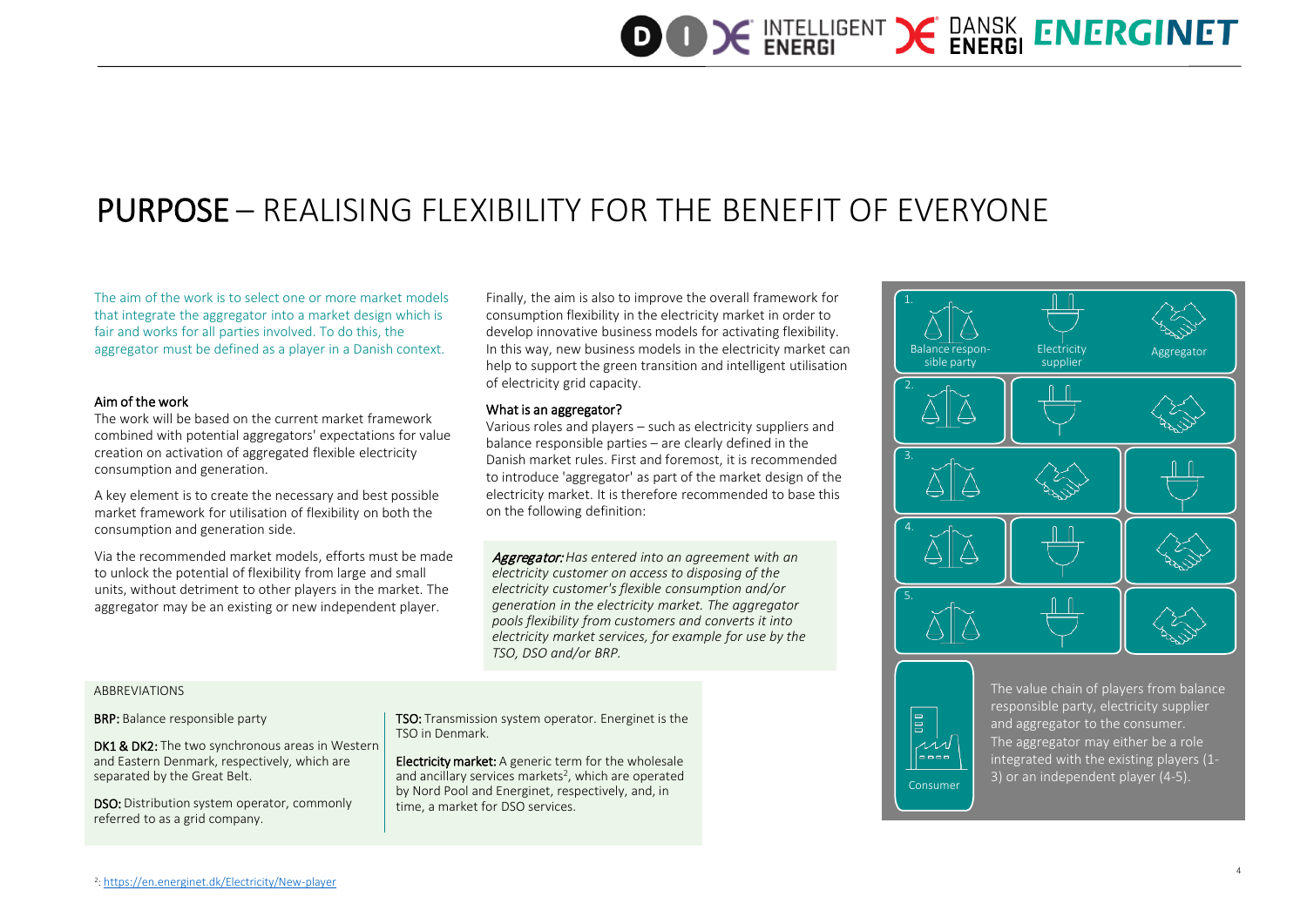# PURPOSE – REALISING FLEXIBILITY FOR THE BENEFIT OF EVERYONE

The aim of the work is to select one or more market models that integrate the aggregator into a market design which is fair and works for all parties involved. To do this, the aggregator must be defined as a player in a Danish context.

### Aim of the work

The work will be based on the current market framework combined with potential aggregators' expectations for value creation on activation of aggregated flexible electricity consumption and generation.

A key element is to create the necessary and best possible market framework for utilisation of flexibility on both the consumption and generation side.

Via the recommended market models, efforts must be made to unlock the potential of flexibility from large and small units, without detriment to other players in the market. The aggregator may be an existing or new independent player.

Finally, the aim is also to improve the overall framework for consumption flexibility in the electricity market in order to develop innovative business models for activating flexibility. In this way, new business models in the electricity market can help to support the green transition and intelligent utilisation of electricity grid capacity.

### What is an aggregator?

Various roles and players – such as electricity suppliers and balance responsible parties – are clearly defined in the Danish market rules. First and foremost, it is recommended to introduce 'aggregator' as part of the market design of the electricity market. It is therefore recommended to base this on the following definition:

> ***Aggregator:*** *Has entered into an agreement with an electricity customer on access to disposing of the electricity customer's flexible consumption and/or generation in the electricity market. The aggregator pools flexibility from customers and converts it into electricity market services, for example for use by the TSO, DSO and/or BRP.*

1. Balance responsible party | Electricity supplier | Aggregator
2.
3.
4.
5.

Consumer

The value chain of players from balance responsible party, electricity supplier and aggregator to the consumer. The aggregator may either be a role integrated with the existing players (1-3) or an independent player (4-5).

ABBREVIATIONS

**BRP:** Balance responsible party

**DK1 & DK2:** The two synchronous areas in Western and Eastern Denmark, respectively, which are separated by the Great Belt.

**DSO:** Distribution system operator, commonly referred to as a grid company.

**TSO:** Transmission system operator. Energinet is the TSO in Denmark.

**Electricity market:** A generic term for the wholesale and ancillary services markets[2], which are operated by Nord Pool and Energinet, respectively, and, in time, a market for DSO services.

[2]: https://en.energinet.dk/Electricity/New-player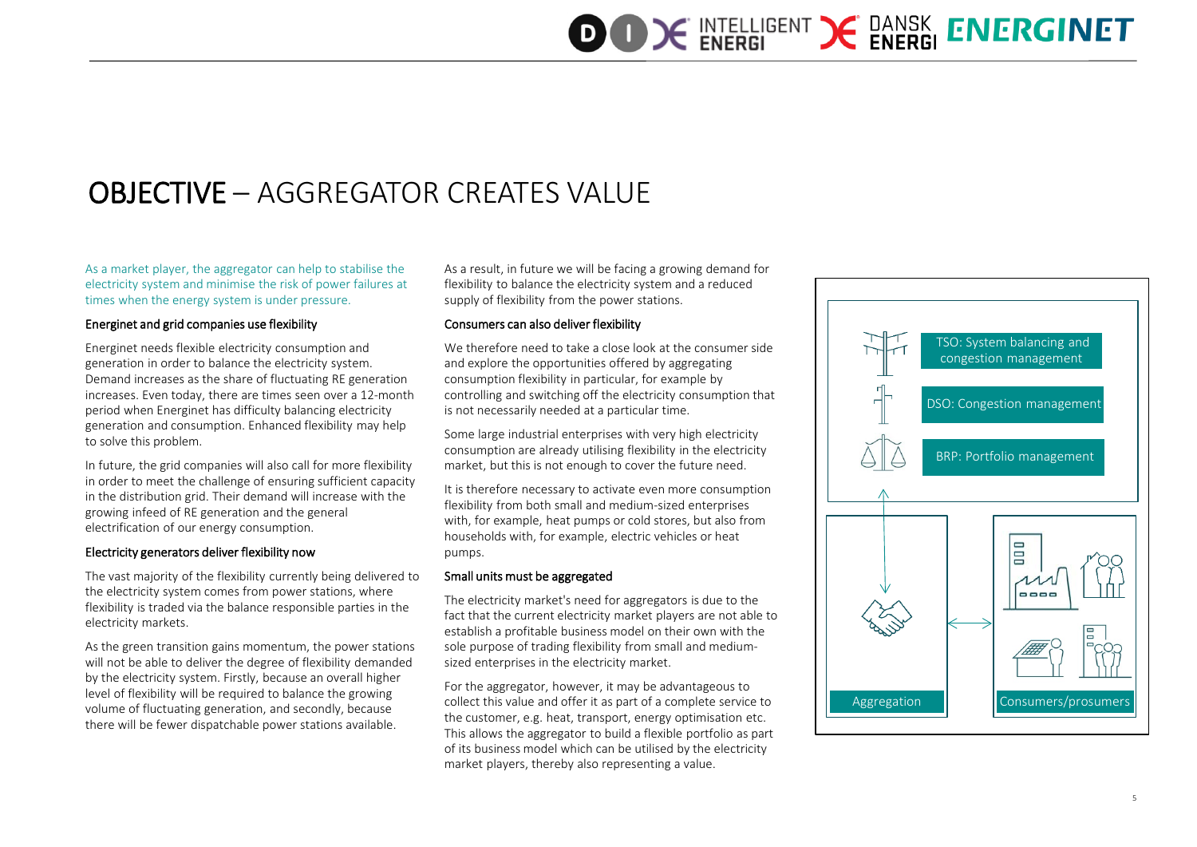# OBJECTIVE – AGGREGATOR CREATES VALUE

As a market player, the aggregator can help to stabilise the electricity system and minimise the risk of power failures at times when the energy system is under pressure.

### Energinet and grid companies use flexibility

Energinet needs flexible electricity consumption and generation in order to balance the electricity system. Demand increases as the share of fluctuating RE generation increases. Even today, there are times seen over a 12-month period when Energinet has difficulty balancing electricity generation and consumption. Enhanced flexibility may help to solve this problem.

In future, the grid companies will also call for more flexibility in order to meet the challenge of ensuring sufficient capacity in the distribution grid. Their demand will increase with the growing infeed of RE generation and the general electrification of our energy consumption.

### Electricity generators deliver flexibility now

The vast majority of the flexibility currently being delivered to the electricity system comes from power stations, where flexibility is traded via the balance responsible parties in the electricity markets.

As the green transition gains momentum, the power stations will not be able to deliver the degree of flexibility demanded by the electricity system. Firstly, because an overall higher level of flexibility will be required to balance the growing volume of fluctuating generation, and secondly, because there will be fewer dispatchable power stations available.

As a result, in future we will be facing a growing demand for flexibility to balance the electricity system and a reduced supply of flexibility from the power stations.

### Consumers can also deliver flexibility

We therefore need to take a close look at the consumer side and explore the opportunities offered by aggregating consumption flexibility in particular, for example by controlling and switching off the electricity consumption that is not necessarily needed at a particular time.

Some large industrial enterprises with very high electricity consumption are already utilising flexibility in the electricity market, but this is not enough to cover the future need.

It is therefore necessary to activate even more consumption flexibility from both small and medium-sized enterprises with, for example, heat pumps or cold stores, but also from households with, for example, electric vehicles or heat pumps.

### Small units must be aggregated

The electricity market's need for aggregators is due to the fact that the current electricity market players are not able to establish a profitable business model on their own with the sole purpose of trading flexibility from small and medium-sized enterprises in the electricity market.

For the aggregator, however, it may be advantageous to collect this value and offer it as part of a complete service to the customer, e.g. heat, transport, energy optimisation etc. This allows the aggregator to build a flexible portfolio as part of its business model which can be utilised by the electricity market players, thereby also representing a value.

TSO: System balancing and congestion management

DSO: Congestion management

BRP: Portfolio management

Aggregation

Consumers/prosumers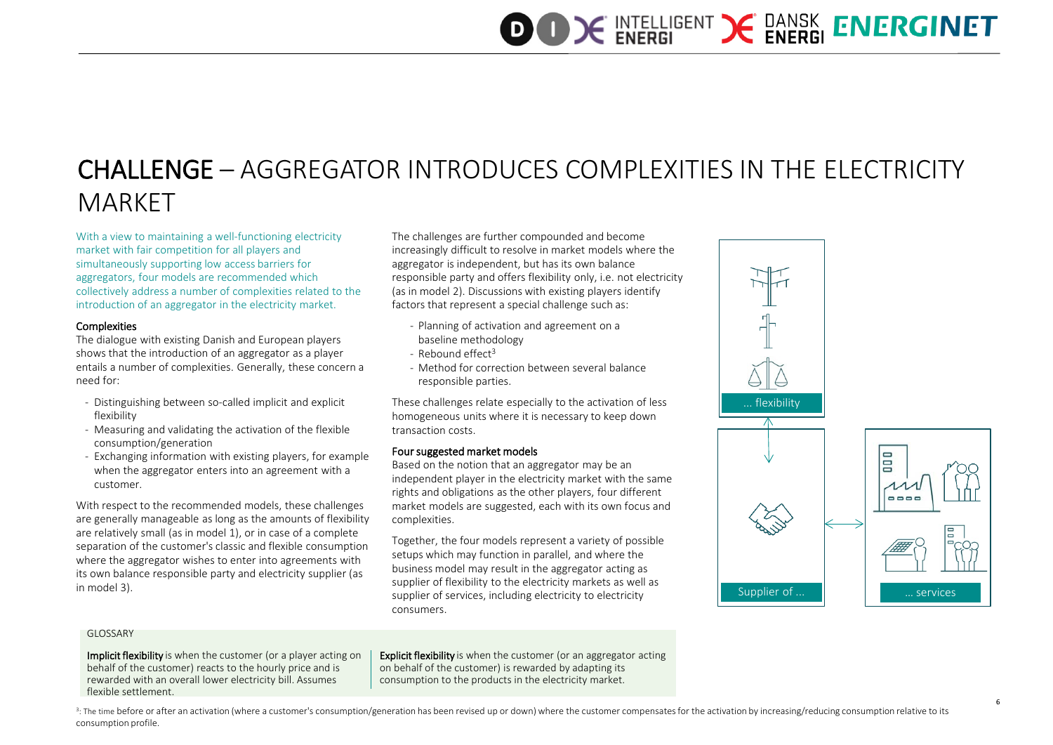# CHALLENGE – AGGREGATOR INTRODUCES COMPLEXITIES IN THE ELECTRICITY MARKET

With a view to maintaining a well-functioning electricity market with fair competition for all players and simultaneously supporting low access barriers for aggregators, four models are recommended which collectively address a number of complexities related to the introduction of an aggregator in the electricity market.

**Complexities**

The dialogue with existing Danish and European players shows that the introduction of an aggregator as a player entails a number of complexities. Generally, these concern a need for:

- Distinguishing between so-called implicit and explicit flexibility
- Measuring and validating the activation of the flexible consumption/generation
- Exchanging information with existing players, for example when the aggregator enters into an agreement with a customer.

With respect to the recommended models, these challenges are generally manageable as long as the amounts of flexibility are relatively small (as in model 1), or in case of a complete separation of the customer's classic and flexible consumption where the aggregator wishes to enter into agreements with its own balance responsible party and electricity supplier (as in model 3).

The challenges are further compounded and become increasingly difficult to resolve in market models where the aggregator is independent, but has its own balance responsible party and offers flexibility only, i.e. not electricity (as in model 2). Discussions with existing players identify factors that represent a special challenge such as:

- Planning of activation and agreement on a baseline methodology
- Rebound effect[3]
- Method for correction between several balance responsible parties.

These challenges relate especially to the activation of less homogeneous units where it is necessary to keep down transaction costs.

**Four suggested market models**

Based on the notion that an aggregator may be an independent player in the electricity market with the same rights and obligations as the other players, four different market models are suggested, each with its own focus and complexities.

Together, the four models represent a variety of possible setups which may function in parallel, and where the business model may result in the aggregator acting as supplier of flexibility to the electricity markets as well as supplier of services, including electricity to electricity consumers.

... flexibility

Supplier of ...

... services

GLOSSARY

**Implicit flexibility** is when the customer (or a player acting on behalf of the customer) reacts to the hourly price and is rewarded with an overall lower electricity bill. Assumes flexible settlement.

**Explicit flexibility** is when the customer (or an aggregator acting on behalf of the customer) is rewarded by adapting its consumption to the products in the electricity market.

[3]: The time before or after an activation (where a customer's consumption/generation has been revised up or down) where the customer compensates for the activation by increasing/reducing consumption relative to its consumption profile.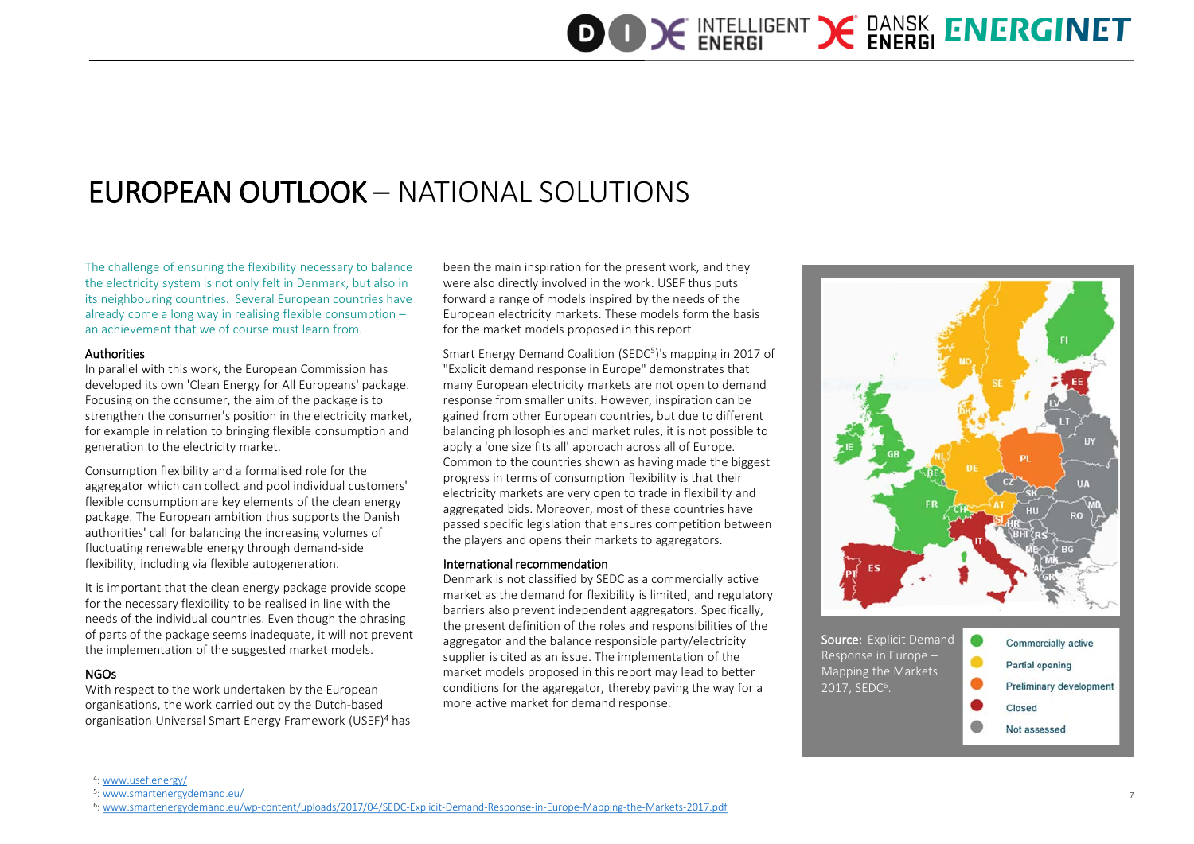# EUROPEAN OUTLOOK – NATIONAL SOLUTIONS

The challenge of ensuring the flexibility necessary to balance the electricity system is not only felt in Denmark, but also in its neighbouring countries. Several European countries have already come a long way in realising flexible consumption – an achievement that we of course must learn from.

### Authorities

In parallel with this work, the European Commission has developed its own 'Clean Energy for All Europeans' package. Focusing on the consumer, the aim of the package is to strengthen the consumer's position in the electricity market, for example in relation to bringing flexible consumption and generation to the electricity market.

Consumption flexibility and a formalised role for the aggregator which can collect and pool individual customers' flexible consumption are key elements of the clean energy package. The European ambition thus supports the Danish authorities' call for balancing the increasing volumes of fluctuating renewable energy through demand-side flexibility, including via flexible autogeneration.

It is important that the clean energy package provide scope for the necessary flexibility to be realised in line with the needs of the individual countries. Even though the phrasing of parts of the package seems inadequate, it will not prevent the implementation of the suggested market models.

### NGOs

With respect to the work undertaken by the European organisations, the work carried out by the Dutch-based organisation Universal Smart Energy Framework (USEF)[4] has been the main inspiration for the present work, and they were also directly involved in the work. USEF thus puts forward a range of models inspired by the needs of the European electricity markets. These models form the basis for the market models proposed in this report.

Smart Energy Demand Coalition (SEDC[5])'s mapping in 2017 of "Explicit demand response in Europe" demonstrates that many European electricity markets are not open to demand response from smaller units. However, inspiration can be gained from other European countries, but due to different balancing philosophies and market rules, it is not possible to apply a 'one size fits all' approach across all of Europe. Common to the countries shown as having made the biggest progress in terms of consumption flexibility is that their electricity markets are very open to trade in flexibility and aggregated bids. Moreover, most of these countries have passed specific legislation that ensures competition between the players and opens their markets to aggregators.

### International recommendation

Denmark is not classified by SEDC as a commercially active market as the demand for flexibility is limited, and regulatory barriers also prevent independent aggregators. Specifically, the present definition of the roles and responsibilities of the aggregator and the balance responsible party/electricity supplier is cited as an issue. The implementation of the market models proposed in this report may lead to better conditions for the aggregator, thereby paving the way for a more active market for demand response.

Source: Explicit Demand Response in Europe – Mapping the Markets 2017, SEDC[6].

- Commercially active
- Partial opening
- Preliminary development
- Closed
- Not assessed

[4]: www.usef.energy/

[5]: www.smartenergydemand.eu/

[6]: www.smartenergydemand.eu/wp-content/uploads/2017/04/SEDC-Explicit-Demand-Response-in-Europe-Mapping-the-Markets-2017.pdf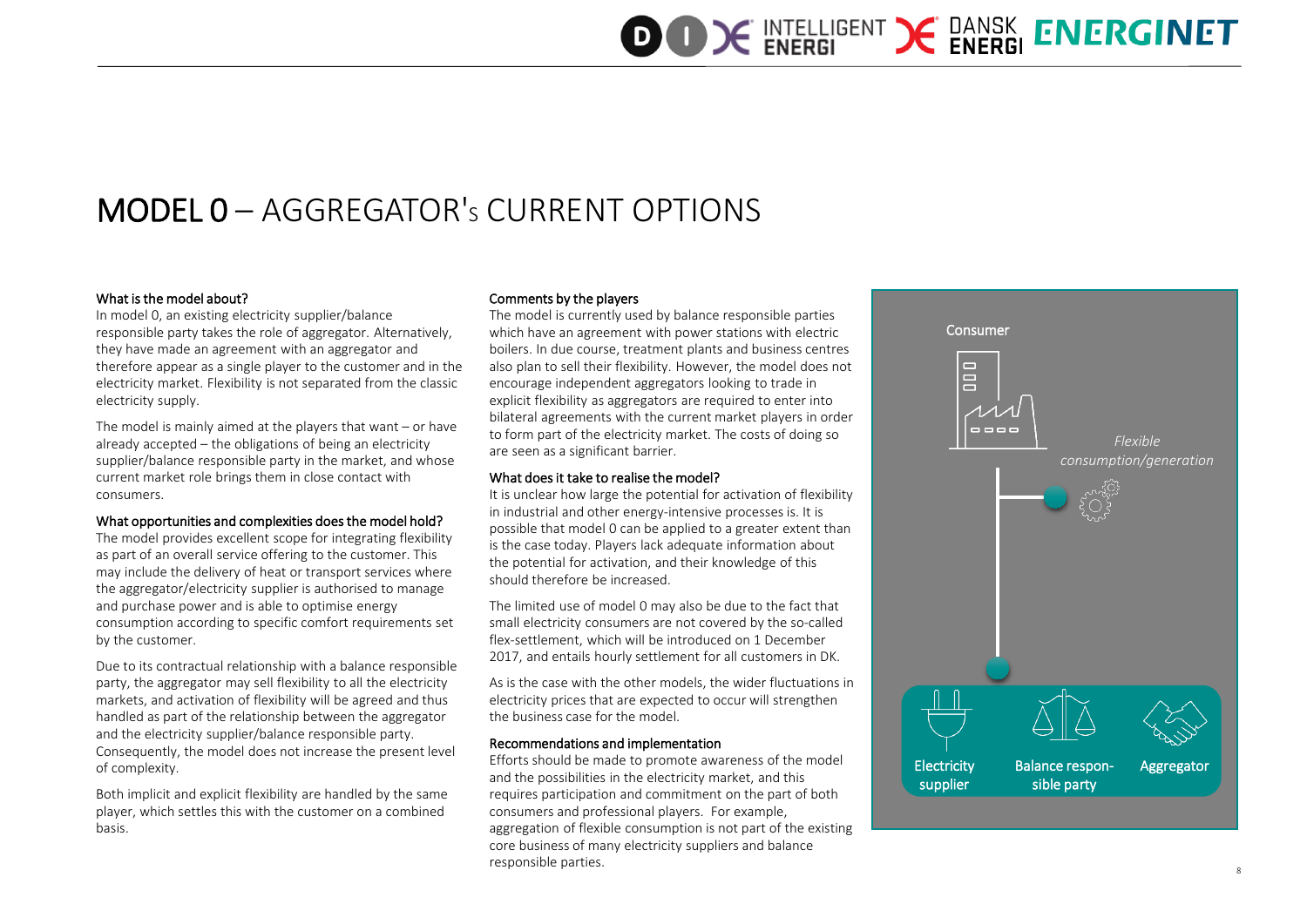# MODEL 0 – AGGREGATOR's CURRENT OPTIONS

### What is the model about?

In model 0, an existing electricity supplier/balance responsible party takes the role of aggregator. Alternatively, they have made an agreement with an aggregator and therefore appear as a single player to the customer and in the electricity market. Flexibility is not separated from the classic electricity supply.

The model is mainly aimed at the players that want – or have already accepted – the obligations of being an electricity supplier/balance responsible party in the market, and whose current market role brings them in close contact with consumers.

### What opportunities and complexities does the model hold?

The model provides excellent scope for integrating flexibility as part of an overall service offering to the customer. This may include the delivery of heat or transport services where the aggregator/electricity supplier is authorised to manage and purchase power and is able to optimise energy consumption according to specific comfort requirements set by the customer.

Due to its contractual relationship with a balance responsible party, the aggregator may sell flexibility to all the electricity markets, and activation of flexibility will be agreed and thus handled as part of the relationship between the aggregator and the electricity supplier/balance responsible party. Consequently, the model does not increase the present level of complexity.

Both implicit and explicit flexibility are handled by the same player, which settles this with the customer on a combined basis.

### Comments by the players

The model is currently used by balance responsible parties which have an agreement with power stations with electric boilers. In due course, treatment plants and business centres also plan to sell their flexibility. However, the model does not encourage independent aggregators looking to trade in explicit flexibility as aggregators are required to enter into bilateral agreements with the current market players in order to form part of the electricity market. The costs of doing so are seen as a significant barrier.

### What does it take to realise the model?

It is unclear how large the potential for activation of flexibility in industrial and other energy-intensive processes is. It is possible that model 0 can be applied to a greater extent than is the case today. Players lack adequate information about the potential for activation, and their knowledge of this should therefore be increased.

The limited use of model 0 may also be due to the fact that small electricity consumers are not covered by the so-called flex-settlement, which will be introduced on 1 December 2017, and entails hourly settlement for all customers in DK.

As is the case with the other models, the wider fluctuations in electricity prices that are expected to occur will strengthen the business case for the model.

### Recommendations and implementation

Efforts should be made to promote awareness of the model and the possibilities in the electricity market, and this requires participation and commitment on the part of both consumers and professional players. For example, aggregation of flexible consumption is not part of the existing core business of many electricity suppliers and balance responsible parties.

Consumer

*Flexible consumption/generation*

Electricity supplier | Balance responsible party | Aggregator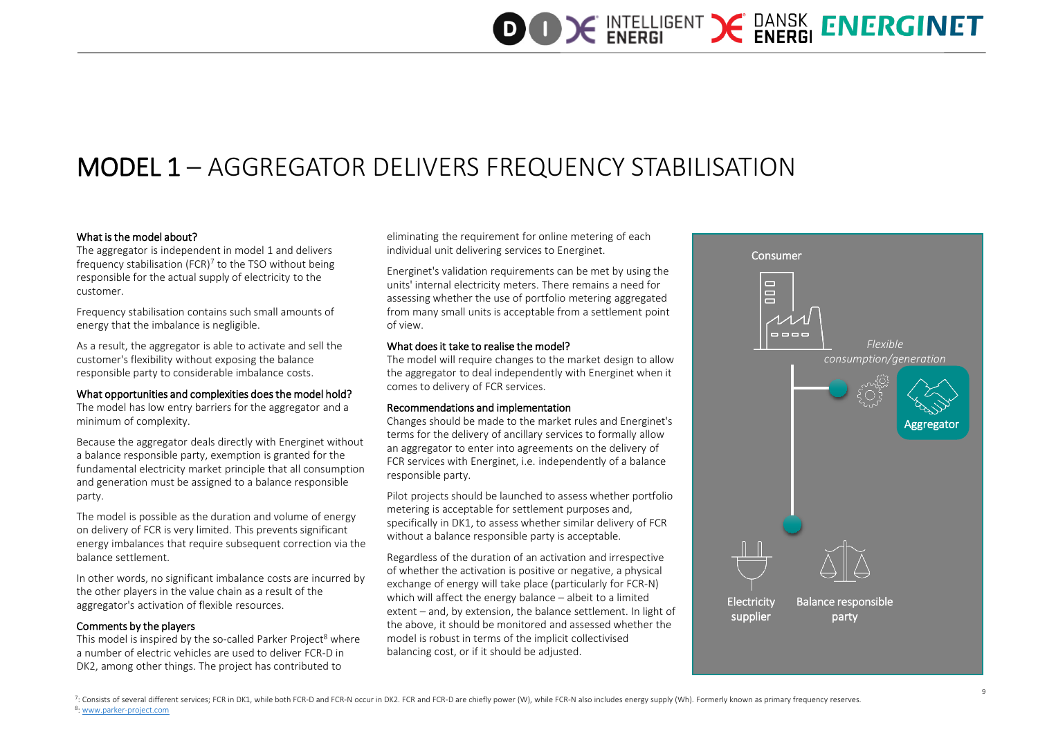# MODEL 1 – AGGREGATOR DELIVERS FREQUENCY STABILISATION

### What is the model about?

The aggregator is independent in model 1 and delivers frequency stabilisation (FCR)[7] to the TSO without being responsible for the actual supply of electricity to the customer.

Frequency stabilisation contains such small amounts of energy that the imbalance is negligible.

As a result, the aggregator is able to activate and sell the customer's flexibility without exposing the balance responsible party to considerable imbalance costs.

### What opportunities and complexities does the model hold?

The model has low entry barriers for the aggregator and a minimum of complexity.

Because the aggregator deals directly with Energinet without a balance responsible party, exemption is granted for the fundamental electricity market principle that all consumption and generation must be assigned to a balance responsible party.

The model is possible as the duration and volume of energy on delivery of FCR is very limited. This prevents significant energy imbalances that require subsequent correction via the balance settlement.

In other words, no significant imbalance costs are incurred by the other players in the value chain as a result of the aggregator's activation of flexible resources.

### Comments by the players

This model is inspired by the so-called Parker Project[8] where a number of electric vehicles are used to deliver FCR-D in DK2, among other things. The project has contributed to eliminating the requirement for online metering of each individual unit delivering services to Energinet.

Energinet's validation requirements can be met by using the units' internal electricity meters. There remains a need for assessing whether the use of portfolio metering aggregated from many small units is acceptable from a settlement point of view.

### What does it take to realise the model?

The model will require changes to the market design to allow the aggregator to deal independently with Energinet when it comes to delivery of FCR services.

### Recommendations and implementation

Changes should be made to the market rules and Energinet's terms for the delivery of ancillary services to formally allow an aggregator to enter into agreements on the delivery of FCR services with Energinet, i.e. independently of a balance responsible party.

Pilot projects should be launched to assess whether portfolio metering is acceptable for settlement purposes and, specifically in DK1, to assess whether similar delivery of FCR without a balance responsible party is acceptable.

Regardless of the duration of an activation and irrespective of whether the activation is positive or negative, a physical exchange of energy will take place (particularly for FCR-N) which will affect the energy balance – albeit to a limited extent – and, by extension, the balance settlement. In light of the above, it should be monitored and assessed whether the model is robust in terms of the implicit collectivised balancing cost, or if it should be adjusted.

Consumer

*Flexible consumption/generation*

Aggregator

Electricity supplier

Balance responsible party

[7]: Consists of several different services; FCR in DK1, while both FCR-D and FCR-N occur in DK2. FCR and FCR-D are chiefly power (W), while FCR-N also includes energy supply (Wh). Formerly known as primary frequency reserves.

[8]: www.parker-project.com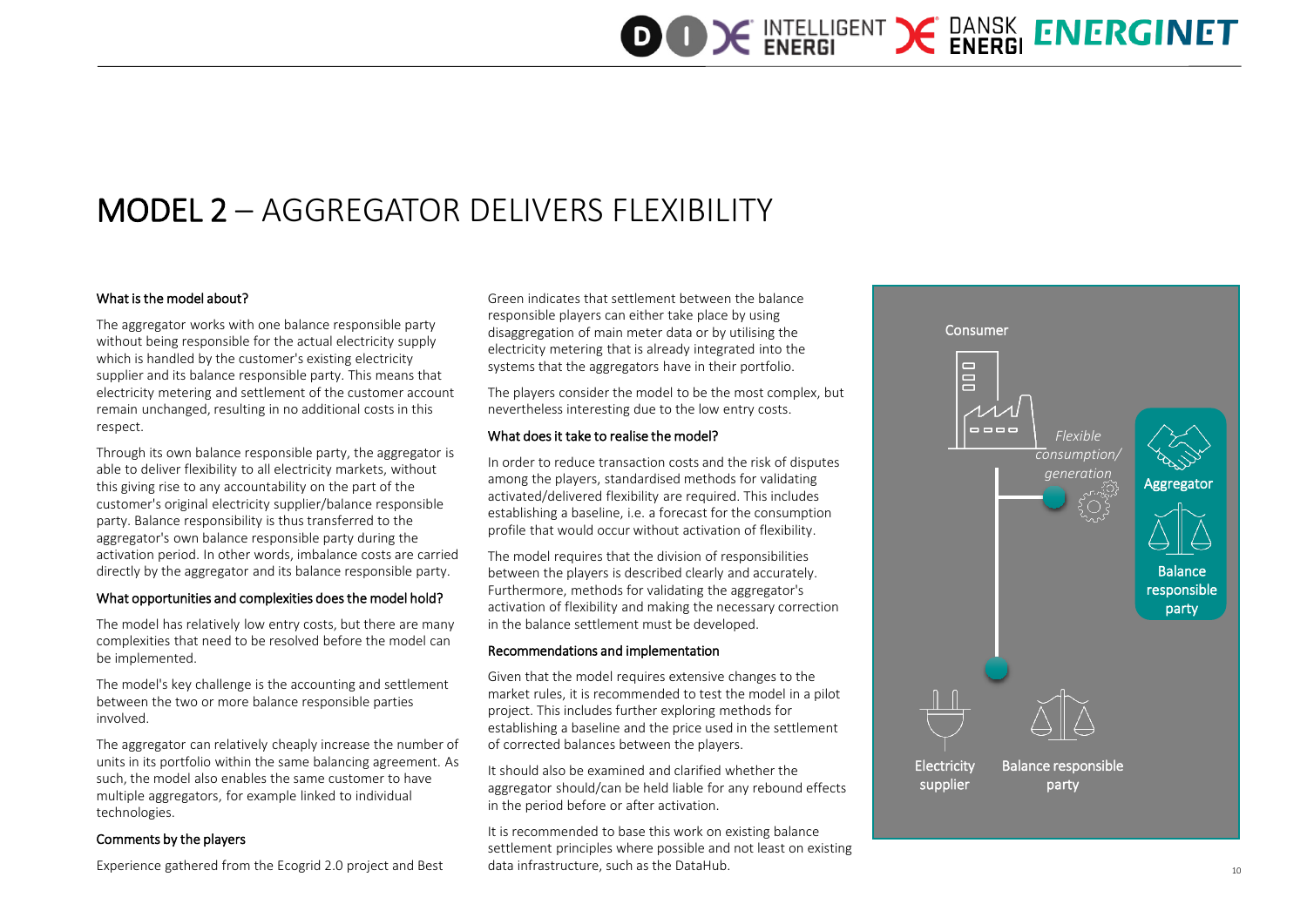# MODEL 2 – AGGREGATOR DELIVERS FLEXIBILITY

### What is the model about?

The aggregator works with one balance responsible party without being responsible for the actual electricity supply which is handled by the customer's existing electricity supplier and its balance responsible party. This means that electricity metering and settlement of the customer account remain unchanged, resulting in no additional costs in this respect.

Through its own balance responsible party, the aggregator is able to deliver flexibility to all electricity markets, without this giving rise to any accountability on the part of the customer's original electricity supplier/balance responsible party. Balance responsibility is thus transferred to the aggregator's own balance responsible party during the activation period. In other words, imbalance costs are carried directly by the aggregator and its balance responsible party.

### What opportunities and complexities does the model hold?

The model has relatively low entry costs, but there are many complexities that need to be resolved before the model can be implemented.

The model's key challenge is the accounting and settlement between the two or more balance responsible parties involved.

The aggregator can relatively cheaply increase the number of units in its portfolio within the same balancing agreement. As such, the model also enables the same customer to have multiple aggregators, for example linked to individual technologies.

### Comments by the players

Experience gathered from the Ecogrid 2.0 project and Best Green indicates that settlement between the balance responsible players can either take place by using disaggregation of main meter data or by utilising the electricity metering that is already integrated into the systems that the aggregators have in their portfolio.

The players consider the model to be the most complex, but nevertheless interesting due to the low entry costs.

### What does it take to realise the model?

In order to reduce transaction costs and the risk of disputes among the players, standardised methods for validating activated/delivered flexibility are required. This includes establishing a baseline, i.e. a forecast for the consumption profile that would occur without activation of flexibility.

The model requires that the division of responsibilities between the players is described clearly and accurately. Furthermore, methods for validating the aggregator's activation of flexibility and making the necessary correction in the balance settlement must be developed.

### Recommendations and implementation

Given that the model requires extensive changes to the market rules, it is recommended to test the model in a pilot project. This includes further exploring methods for establishing a baseline and the price used in the settlement of corrected balances between the players.

It should also be examined and clarified whether the aggregator should/can be held liable for any rebound effects in the period before or after activation.

It is recommended to base this work on existing balance settlement principles where possible and not least on existing data infrastructure, such as the DataHub.

Consumer

*Flexible consumption/ generation*

Aggregator

Balance responsible party

Electricity supplier

Balance responsible party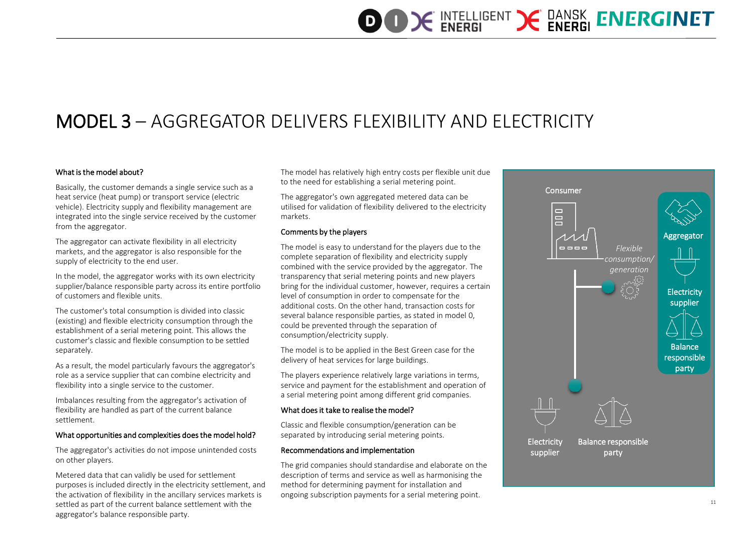# MODEL 3 – AGGREGATOR DELIVERS FLEXIBILITY AND ELECTRICITY

#### What is the model about?

Basically, the customer demands a single service such as a heat service (heat pump) or transport service (electric vehicle). Electricity supply and flexibility management are integrated into the single service received by the customer from the aggregator.

The aggregator can activate flexibility in all electricity markets, and the aggregator is also responsible for the supply of electricity to the end user.

In the model, the aggregator works with its own electricity supplier/balance responsible party across its entire portfolio of customers and flexible units.

The customer's total consumption is divided into classic (existing) and flexible electricity consumption through the establishment of a serial metering point. This allows the customer's classic and flexible consumption to be settled separately.

As a result, the model particularly favours the aggregator's role as a service supplier that can combine electricity and flexibility into a single service to the customer.

Imbalances resulting from the aggregator's activation of flexibility are handled as part of the current balance settlement.

#### What opportunities and complexities does the model hold?

The aggregator's activities do not impose unintended costs on other players.

Metered data that can validly be used for settlement purposes is included directly in the electricity settlement, and the activation of flexibility in the ancillary services markets is settled as part of the current balance settlement with the aggregator's balance responsible party.

The model has relatively high entry costs per flexible unit due to the need for establishing a serial metering point.

The aggregator's own aggregated metered data can be utilised for validation of flexibility delivered to the electricity markets.

#### Comments by the players

The model is easy to understand for the players due to the complete separation of flexibility and electricity supply combined with the service provided by the aggregator. The transparency that serial metering points and new players bring for the individual customer, however, requires a certain level of consumption in order to compensate for the additional costs. On the other hand, transaction costs for several balance responsible parties, as stated in model 0, could be prevented through the separation of consumption/electricity supply.

The model is to be applied in the Best Green case for the delivery of heat services for large buildings.

The players experience relatively large variations in terms, service and payment for the establishment and operation of a serial metering point among different grid companies.

#### What does it take to realise the model?

Classic and flexible consumption/generation can be separated by introducing serial metering points.

#### Recommendations and implementation

The grid companies should standardise and elaborate on the description of terms and service as well as harmonising the method for determining payment for installation and ongoing subscription payments for a serial metering point.

Consumer

*Flexible consumption/ generation*

Aggregator

Electricity supplier

Balance responsible party

Electricity supplier

Balance responsible party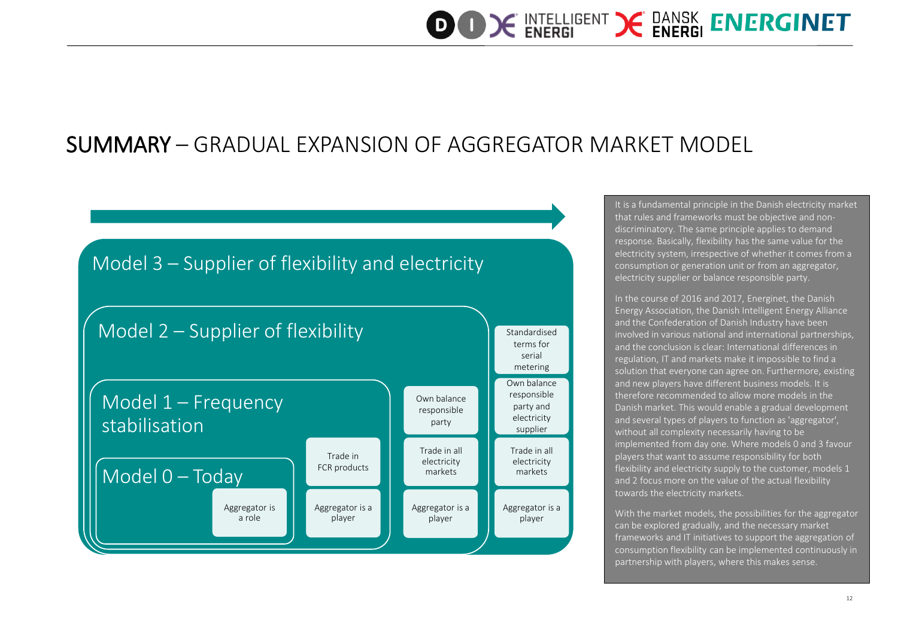# SUMMARY – GRADUAL EXPANSION OF AGGREGATOR MARKET MODEL

**Model 3 – Supplier of flexibility and electricity**

**Model 2 – Supplier of flexibility**

**Model 1 – Frequency stabilisation**

**Model 0 – Today**

| Model 0 – Today | Model 1 – Frequency stabilisation | Model 2 – Supplier of flexibility | Model 3 – Supplier of flexibility and electricity |
|---|---|---|---|
| | | | Standardised terms for serial metering |
| | | Own balance responsible party | Own balance responsible party and electricity supplier |
| | Trade in FCR products | Trade in all electricity markets | Trade in all electricity markets |
| Aggregator is a role | Aggregator is a player | Aggregator is a player | Aggregator is a player |

It is a fundamental principle in the Danish electricity market that rules and frameworks must be objective and non-discriminatory. The same principle applies to demand response. Basically, flexibility has the same value for the electricity system, irrespective of whether it comes from a consumption or generation unit or from an aggregator, electricity supplier or balance responsible party.

In the course of 2016 and 2017, Energinet, the Danish Energy Association, the Danish Intelligent Energy Alliance and the Confederation of Danish Industry have been involved in various national and international partnerships, and the conclusion is clear: International differences in regulation, IT and markets make it impossible to find a solution that everyone can agree on. Furthermore, existing and new players have different business models. It is therefore recommended to allow more models in the Danish market. This would enable a gradual development and several types of players to function as 'aggregator', without all complexity necessarily having to be implemented from day one. Where models 0 and 3 favour players that want to assume responsibility for both flexibility and electricity supply to the customer, models 1 and 2 focus more on the value of the actual flexibility towards the electricity markets.

With the market models, the possibilities for the aggregator can be explored gradually, and the necessary market frameworks and IT initiatives to support the aggregation of consumption flexibility can be implemented continuously in partnership with players, where this makes sense.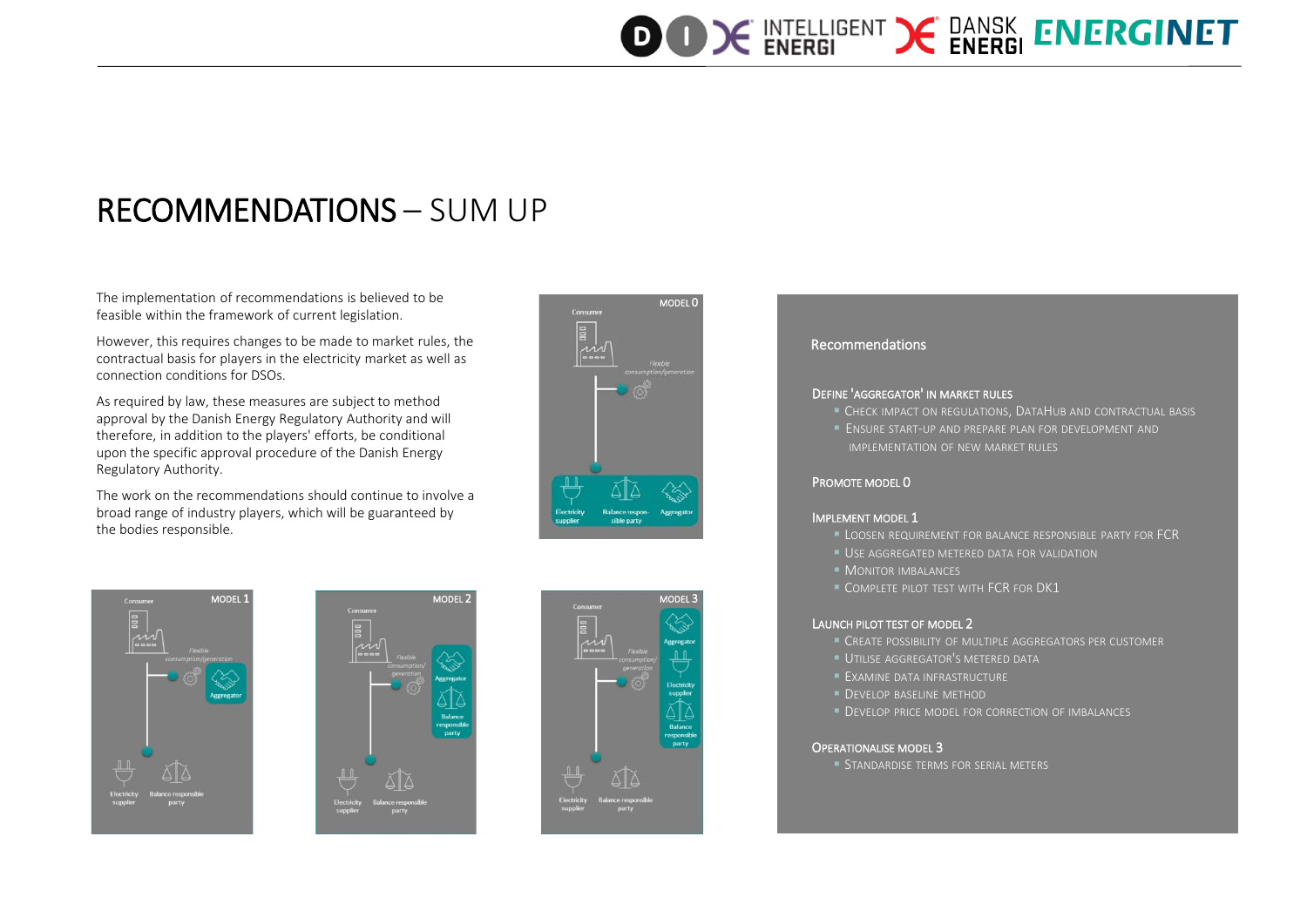# RECOMMENDATIONS – SUM UP

The implementation of recommendations is believed to be feasible within the framework of current legislation.

However, this requires changes to be made to market rules, the contractual basis for players in the electricity market as well as connection conditions for DSOs.

As required by law, these measures are subject to method approval by the Danish Energy Regulatory Authority and will therefore, in addition to the players' efforts, be conditional upon the specific approval procedure of the Danish Energy Regulatory Authority.

The work on the recommendations should continue to involve a broad range of industry players, which will be guaranteed by the bodies responsible.

MODEL 0

Consumer

Flexible consumption/generation

Electricity supplier | Balance responsible party | Aggregator

MODEL 1

Consumer

Flexible consumption/generation

Aggregator

Electricity supplier | Balance responsible party

MODEL 2

Consumer

Flexible consumption/generation

Aggregator | Balance responsible party

Electricity supplier | Balance responsible party

MODEL 3

Consumer

Flexible consumption/generation

Aggregator | Electricity supplier | Balance responsible party

Electricity supplier | Balance responsible party

## Recommendations

### Define 'aggregator' in market rules

- Check impact on regulations, DataHub and contractual basis
- Ensure start-up and prepare plan for development and implementation of new market rules

### Promote Model 0

### Implement Model 1

- Loosen requirement for balance responsible party for FCR
- Use aggregated metered data for validation
- Monitor imbalances
- Complete pilot test with FCR for DK1

### Launch pilot test of Model 2

- Create possibility of multiple aggregators per customer
- Utilise aggregator's metered data
- Examine data infrastructure
- Develop baseline method
- Develop price model for correction of imbalances

### Operationalise Model 3

- Standardise terms for serial meters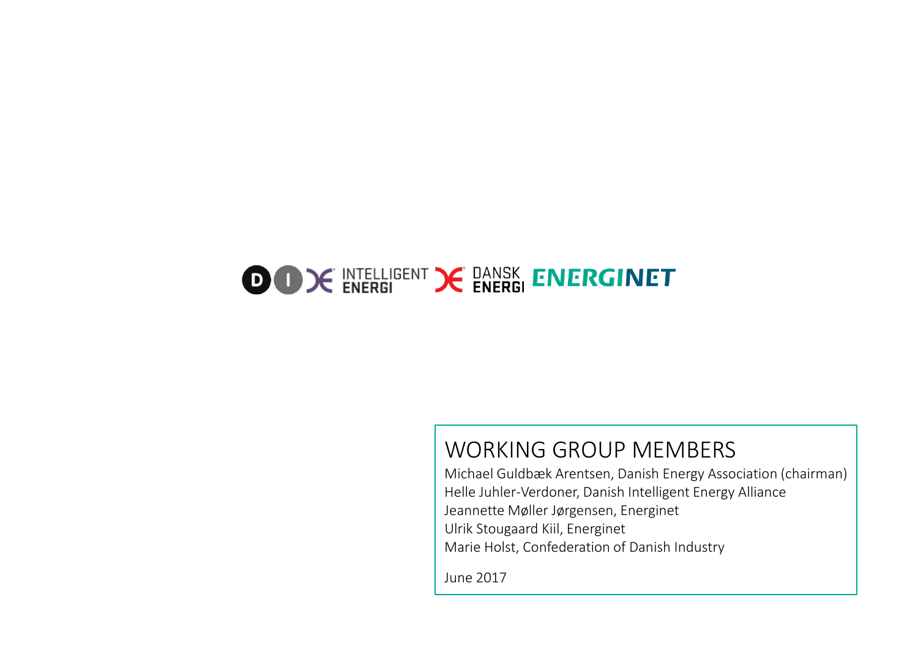DI INTELLIGENT ENERGI DANSK ENERGI ENERGINET

## WORKING GROUP MEMBERS

Michael Guldbæk Arentsen, Danish Energy Association (chairman)
Helle Juhler-Verdoner, Danish Intelligent Energy Alliance
Jeannette Møller Jørgensen, Energinet
Ulrik Stougaard Kiil, Energinet
Marie Holst, Confederation of Danish Industry

June 2017